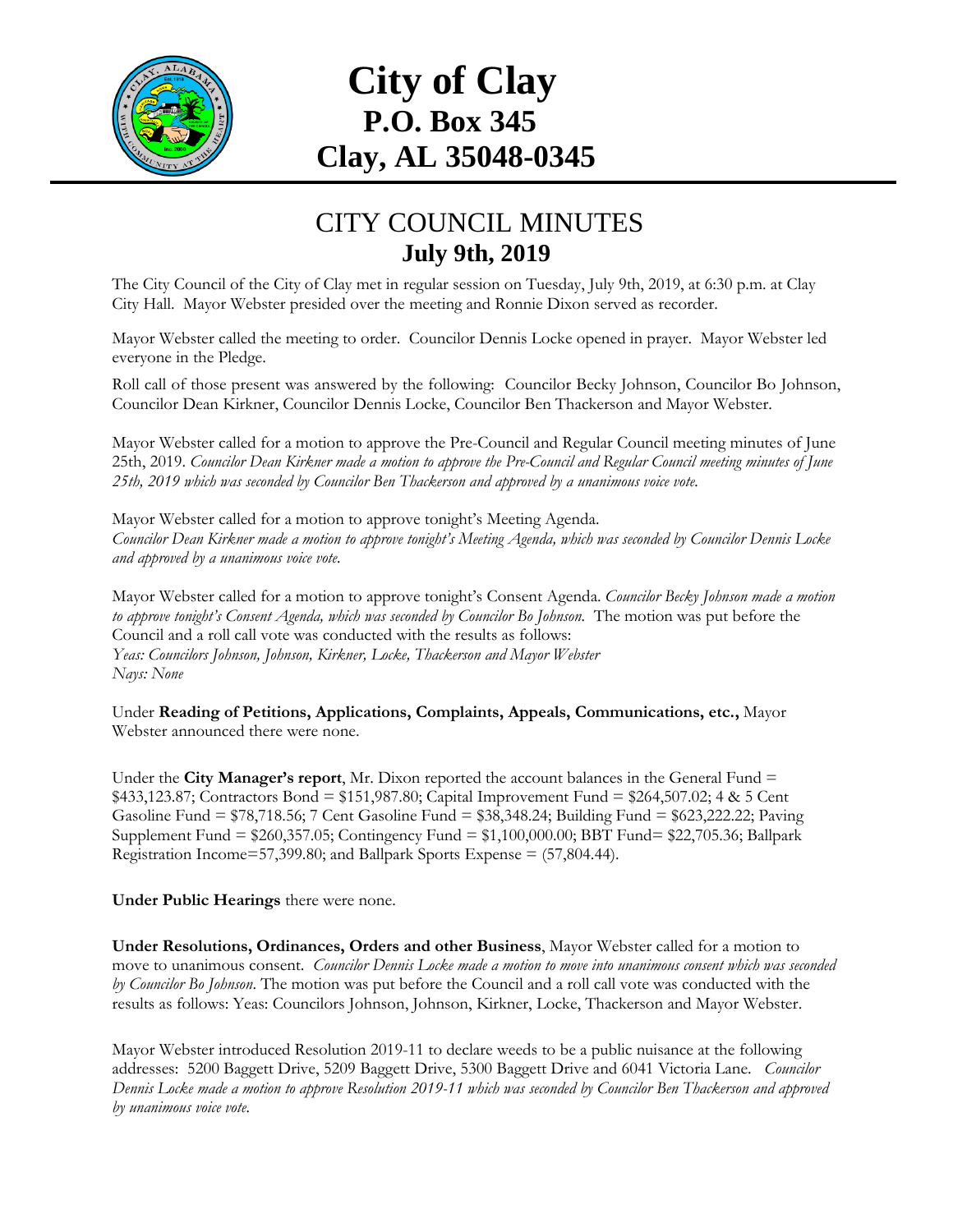# City of Clay
## P.O. Box 345
## Clay, AL 35048-0345

## CITY COUNCIL MINUTES
### July 9th, 2019

The City Council of the City of Clay met in regular session on Tuesday, July 9th, 2019, at 6:30 p.m. at Clay City Hall. Mayor Webster presided over the meeting and Ronnie Dixon served as recorder.

Mayor Webster called the meeting to order. Councilor Dennis Locke opened in prayer. Mayor Webster led everyone in the Pledge.

Roll call of those present was answered by the following: Councilor Becky Johnson, Councilor Bo Johnson, Councilor Dean Kirkner, Councilor Dennis Locke, Councilor Ben Thackerson and Mayor Webster.

Mayor Webster called for a motion to approve the Pre-Council and Regular Council meeting minutes of June 25th, 2019. *Councilor Dean Kirkner made a motion to approve the Pre-Council and Regular Council meeting minutes of June 25th, 2019 which was seconded by Councilor Ben Thackerson and approved by a unanimous voice vote.*

Mayor Webster called for a motion to approve tonight's Meeting Agenda.
*Councilor Dean Kirkner made a motion to approve tonight's Meeting Agenda, which was seconded by Councilor Dennis Locke and approved by a unanimous voice vote.*

Mayor Webster called for a motion to approve tonight's Consent Agenda. *Councilor Becky Johnson made a motion to approve tonight's Consent Agenda, which was seconded by Councilor Bo Johnson.* The motion was put before the Council and a roll call vote was conducted with the results as follows:
*Yeas: Councilors Johnson, Johnson, Kirkner, Locke, Thackerson and Mayor Webster*
*Nays: None*

Under **Reading of Petitions, Applications, Complaints, Appeals, Communications, etc.,** Mayor Webster announced there were none.

Under the **City Manager's report**, Mr. Dixon reported the account balances in the General Fund = $433,123.87; Contractors Bond = $151,987.80; Capital Improvement Fund = $264,507.02; 4 & 5 Cent Gasoline Fund = $78,718.56; 7 Cent Gasoline Fund = $38,348.24; Building Fund = $623,222.22; Paving Supplement Fund = $260,357.05; Contingency Fund = $1,100,000.00; BBT Fund= $22,705.36; Ballpark Registration Income=57,399.80; and Ballpark Sports Expense = (57,804.44).

**Under Public Hearings** there were none.

**Under Resolutions, Ordinances, Orders and other Business**, Mayor Webster called for a motion to move to unanimous consent. *Councilor Dennis Locke made a motion to move into unanimous consent which was seconded by Councilor Bo Johnson.* The motion was put before the Council and a roll call vote was conducted with the results as follows: Yeas: Councilors Johnson, Johnson, Kirkner, Locke, Thackerson and Mayor Webster.

Mayor Webster introduced Resolution 2019-11 to declare weeds to be a public nuisance at the following addresses: 5200 Baggett Drive, 5209 Baggett Drive, 5300 Baggett Drive and 6041 Victoria Lane. *Councilor Dennis Locke made a motion to approve Resolution 2019-11 which was seconded by Councilor Ben Thackerson and approved by unanimous voice vote.*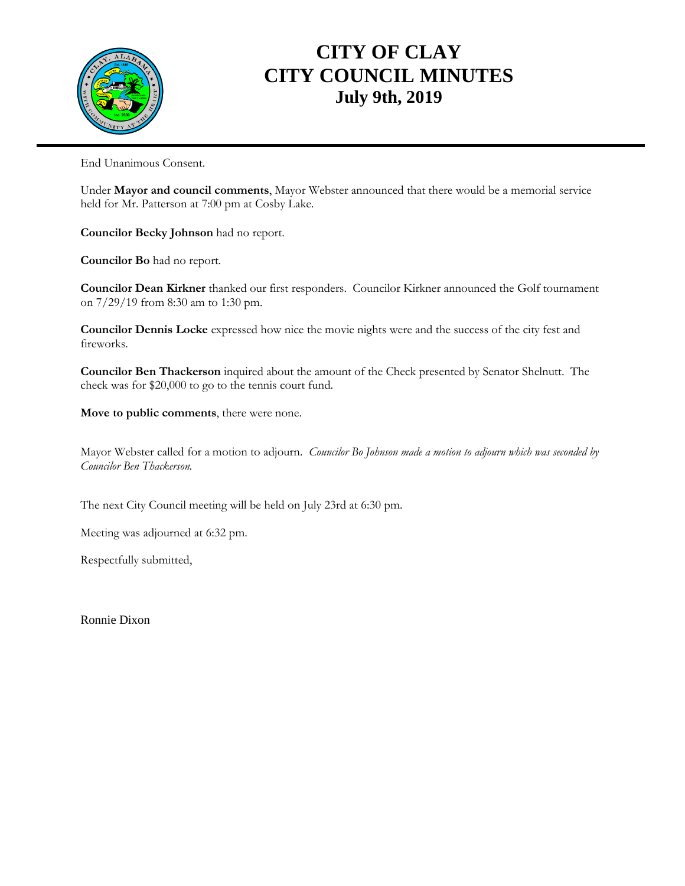# CITY OF CLAY
# CITY COUNCIL MINUTES
## July 9th, 2019

End Unanimous Consent.

Under **Mayor and council comments**, Mayor Webster announced that there would be a memorial service held for Mr. Patterson at 7:00 pm at Cosby Lake.

**Councilor Becky Johnson** had no report.

**Councilor Bo** had no report.

**Councilor Dean Kirkner** thanked our first responders. Councilor Kirkner announced the Golf tournament on 7/29/19 from 8:30 am to 1:30 pm.

**Councilor Dennis Locke** expressed how nice the movie nights were and the success of the city fest and fireworks.

**Councilor Ben Thackerson** inquired about the amount of the Check presented by Senator Shelnutt. The check was for $20,000 to go to the tennis court fund.

**Move to public comments**, there were none.

Mayor Webster called for a motion to adjourn. *Councilor Bo Johnson made a motion to adjourn which was seconded by Councilor Ben Thackerson.*

The next City Council meeting will be held on July 23rd at 6:30 pm.

Meeting was adjourned at 6:32 pm.

Respectfully submitted,

Ronnie Dixon